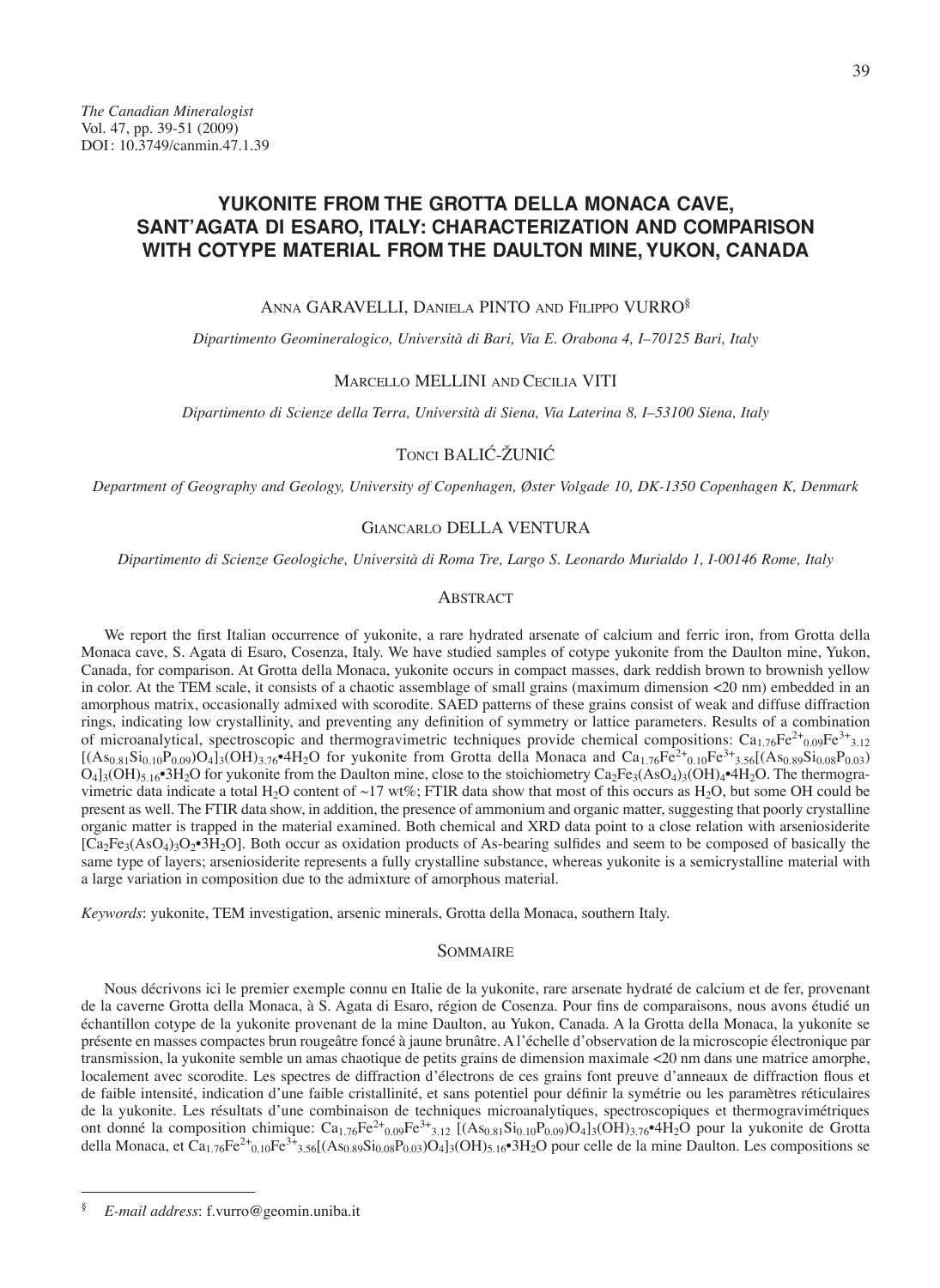*The Canadian Mineralogist*
Vol. 47, pp. 39-51 (2009)
DOI: 10.3749/canmin.47.1.39

# YUKONITE FROM THE GROTTA DELLA MONACA CAVE, SANT'AGATA DI ESARO, ITALY: CHARACTERIZATION AND COMPARISON WITH COTYPE MATERIAL FROM THE DAULTON MINE, YUKON, CANADA

Anna GARAVELLI, Daniela PINTO and Filippo VURRO[§]

*Dipartimento Geomineralogico, Università di Bari, Via E. Orabona 4, I–70125 Bari, Italy*

Marcello MELLINI and Cecilia VITI

*Dipartimento di Scienze della Terra, Università di Siena, Via Laterina 8, I–53100 Siena, Italy*

Tonci BALIĆ-ŽUNIĆ

*Department of Geography and Geology, University of Copenhagen, Øster Volgade 10, DK-1350 Copenhagen K, Denmark*

Giancarlo DELLA VENTURA

*Dipartimento di Scienze Geologiche, Università di Roma Tre, Largo S. Leonardo Murialdo 1, I-00146 Rome, Italy*

## Abstract

We report the first Italian occurrence of yukonite, a rare hydrated arsenate of calcium and ferric iron, from Grotta della Monaca cave, S. Agata di Esaro, Cosenza, Italy. We have studied samples of cotype yukonite from the Daulton mine, Yukon, Canada, for comparison. At Grotta della Monaca, yukonite occurs in compact masses, dark reddish brown to brownish yellow in color. At the TEM scale, it consists of a chaotic assemblage of small grains (maximum dimension <20 nm) embedded in an amorphous matrix, occasionally admixed with scorodite. SAED patterns of these grains consist of weak and diffuse diffraction rings, indicating low crystallinity, and preventing any definition of symmetry or lattice parameters. Results of a combination of microanalytical, spectroscopic and thermogravimetric techniques provide chemical compositions: $Ca_{1.76}Fe^{2+}_{0.09}Fe^{3+}_{3.12}[(As_{0.81}Si_{0.10}P_{0.09})O_4]_3(OH)_{3.76}•4H_2O$ for yukonite from Grotta della Monaca and $Ca_{1.76}Fe^{2+}_{0.10}Fe^{3+}_{3.56}[(As_{0.89}Si_{0.08}P_{0.03})O_4]_3(OH)_{5.16}•3H_2O$ for yukonite from the Daulton mine, close to the stoichiometry $Ca_2Fe_3(AsO_4)_3(OH)_4•4H_2O$. The thermogravimetric data indicate a total $H_2O$ content of ~17 wt%; FTIR data show that most of this occurs as $H_2O$, but some OH could be present as well. The FTIR data show, in addition, the presence of ammonium and organic matter, suggesting that poorly crystalline organic matter is trapped in the material examined. Both chemical and XRD data point to a close relation with arseniosiderite $[Ca_2Fe_3(AsO_4)_3O_2•3H_2O]$. Both occur as oxidation products of As-bearing sulfides and seem to be composed of basically the same type of layers; arseniosiderite represents a fully crystalline substance, whereas yukonite is a semicrystalline material with a large variation in composition due to the admixture of amorphous material.

*Keywords*: yukonite, TEM investigation, arsenic minerals, Grotta della Monaca, southern Italy.

## Sommaire

Nous décrivons ici le premier exemple connu en Italie de la yukonite, rare arsenate hydraté de calcium et de fer, provenant de la caverne Grotta della Monaca, à S. Agata di Esaro, région de Cosenza. Pour fins de comparaisons, nous avons étudié un échantillon cotype de la yukonite provenant de la mine Daulton, au Yukon, Canada. A la Grotta della Monaca, la yukonite se présente en masses compactes brun rougeâtre foncé à jaune brunâtre. A l'échelle d'observation de la microscopie électronique par transmission, la yukonite semble un amas chaotique de petits grains de dimension maximale <20 nm dans une matrice amorphe, localement avec scorodite. Les spectres de diffraction d'électrons de ces grains font preuve d'anneaux de diffraction flous et de faible intensité, indication d'une faible cristallinité, et sans potentiel pour définir la symétrie ou les paramètres réticulaires de la yukonite. Les résultats d'une combinaison de techniques microanalytiques, spectroscopiques et thermogravimétriques ont donné la composition chimique: $Ca_{1.76}Fe^{2+}_{0.09}Fe^{3+}_{3.12}[(As_{0.81}Si_{0.10}P_{0.09})O_4]_3(OH)_{3.76}•4H_2O$ pour la yukonite de Grotta della Monaca, et $Ca_{1.76}Fe^{2+}_{0.10}Fe^{3+}_{3.56}[(As_{0.89}Si_{0.08}P_{0.03})O_4]_3(OH)_{5.16}•3H_2O$ pour celle de la mine Daulton. Les compositions se

---

[§] *E-mail address*: f.vurro@geomin.uniba.it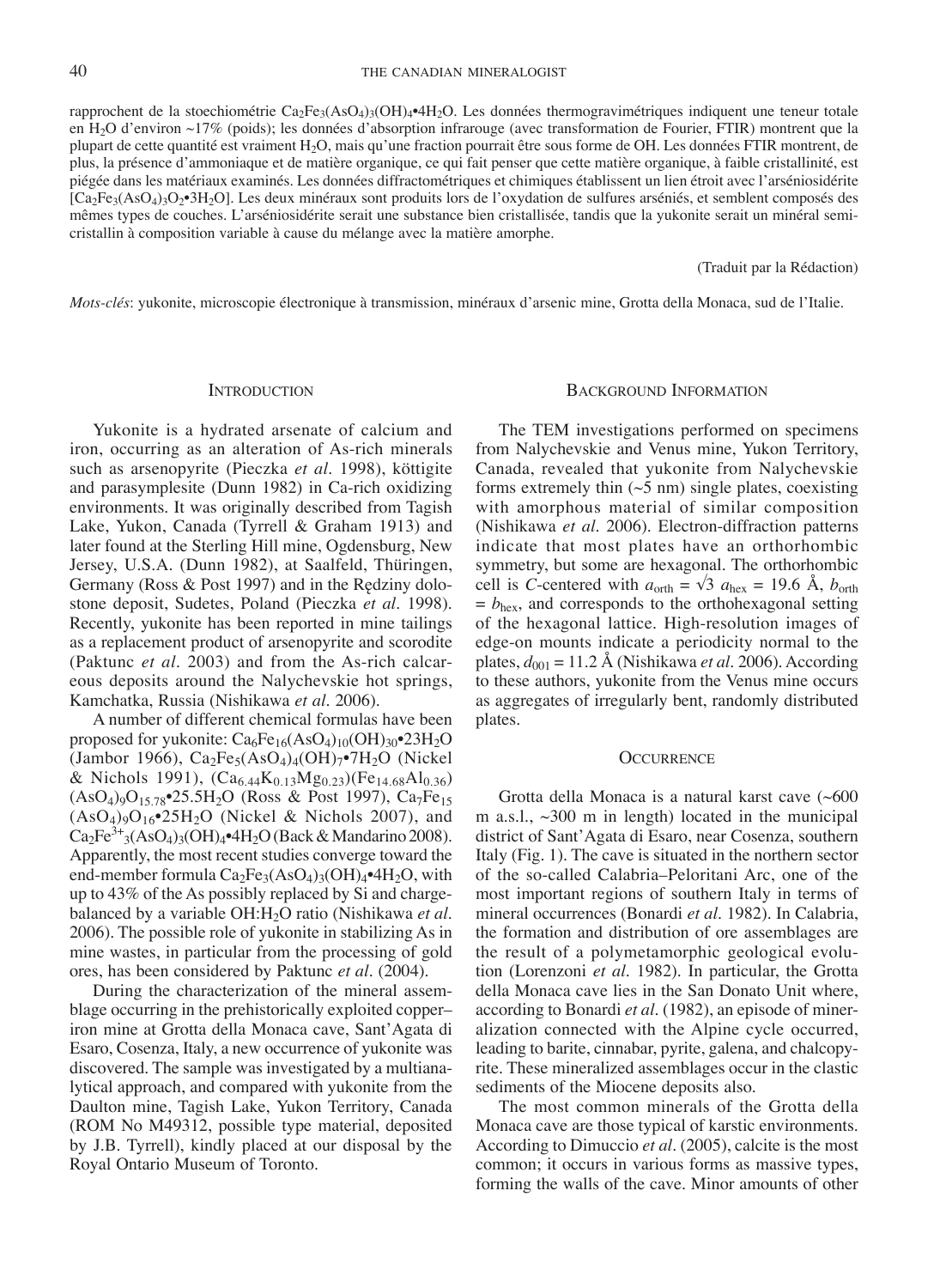rapprochent de la stoechiométrie $Ca_2Fe_3(AsO_4)_3(OH)_4•4H_2O$. Les données thermogravimétriques indiquent une teneur totale en $H_2O$ d'environ ~17% (poids); les données d'absorption infrarouge (avec transformation de Fourier, FTIR) montrent que la plupart de cette quantité est vraiment $H_2O$, mais qu'une fraction pourrait être sous forme de OH. Les données FTIR montrent, de plus, la présence d'ammoniaque et de matière organique, ce qui fait penser que cette matière organique, à faible cristallinité, est piégée dans les matériaux examinés. Les données diffractométriques et chimiques établissent un lien étroit avec l'arséniosidérite [$Ca_2Fe_3(AsO_4)_3O_2•3H_2O$]. Les deux minéraux sont produits lors de l'oxydation de sulfures arséniés, et semblent composés des mêmes types de couches. L'arséniosidérite serait une substance bien cristallisée, tandis que la yukonite serait un minéral semi-cristallin à composition variable à cause du mélange avec la matière amorphe.

(Traduit par la Rédaction)

*Mots-clés*: yukonite, microscopie électronique à transmission, minéraux d'arsenic mine, Grotta della Monaca, sud de l'Italie.

## Introduction

Yukonite is a hydrated arsenate of calcium and iron, occurring as an alteration of As-rich minerals such as arsenopyrite (Pieczka *et al.* 1998), köttigite and parasymplesite (Dunn 1982) in Ca-rich oxidizing environments. It was originally described from Tagish Lake, Yukon, Canada (Tyrrell & Graham 1913) and later found at the Sterling Hill mine, Ogdensburg, New Jersey, U.S.A. (Dunn 1982), at Saalfeld, Thüringen, Germany (Ross & Post 1997) and in the Rędziny dolostone deposit, Sudetes, Poland (Pieczka *et al.* 1998). Recently, yukonite has been reported in mine tailings as a replacement product of arsenopyrite and scorodite (Paktunc *et al.* 2003) and from the As-rich calcareous deposits around the Nalychevskie hot springs, Kamchatka, Russia (Nishikawa *et al.* 2006).

A number of different chemical formulas have been proposed for yukonite: $Ca_6Fe_{16}(AsO_4)_{10}(OH)_{30}•23H_2O$ (Jambor 1966), $Ca_2Fe_5(AsO_4)_4(OH)_7•7H_2O$ (Nickel & Nichols 1991), $(Ca_{6.44}K_{0.13}Mg_{0.23})(Fe_{14.68}Al_{0.36})(AsO_4)_9O_{15.78}•25.5H_2O$ (Ross & Post 1997), $Ca_7Fe_{15}(AsO_4)_9O_{16}•25H_2O$ (Nickel & Nichols 2007), and $Ca_2Fe^{3+}_3(AsO_4)_3(OH)_4•4H_2O$ (Back & Mandarino 2008). Apparently, the most recent studies converge toward the end-member formula $Ca_2Fe_3(AsO_4)_3(OH)_4•4H_2O$, with up to 43% of the As possibly replaced by Si and charge-balanced by a variable OH:$H_2O$ ratio (Nishikawa *et al.* 2006). The possible role of yukonite in stabilizing As in mine wastes, in particular from the processing of gold ores, has been considered by Paktunc *et al.* (2004).

During the characterization of the mineral assemblage occurring in the prehistorically exploited copper–iron mine at Grotta della Monaca cave, Sant'Agata di Esaro, Cosenza, Italy, a new occurrence of yukonite was discovered. The sample was investigated by a multianalytical approach, and compared with yukonite from the Daulton mine, Tagish Lake, Yukon Territory, Canada (ROM No M49312, possible type material, deposited by J.B. Tyrrell), kindly placed at our disposal by the Royal Ontario Museum of Toronto.

## Background Information

The TEM investigations performed on specimens from Nalychevskie and Venus mine, Yukon Territory, Canada, revealed that yukonite from Nalychevskie forms extremely thin (~5 nm) single plates, coexisting with amorphous material of similar composition (Nishikawa *et al.* 2006). Electron-diffraction patterns indicate that most plates have an orthorhombic symmetry, but some are hexagonal. The orthorhombic cell is *C*-centered with $a_{orth} = \sqrt{3}\ a_{hex} = 19.6$ Å, $b_{orth} = b_{hex}$, and corresponds to the orthohexagonal setting of the hexagonal lattice. High-resolution images of edge-on mounts indicate a periodicity normal to the plates, $d_{001} = 11.2$ Å (Nishikawa *et al.* 2006). According to these authors, yukonite from the Venus mine occurs as aggregates of irregularly bent, randomly distributed plates.

## Occurrence

Grotta della Monaca is a natural karst cave (~600 m a.s.l., ~300 m in length) located in the municipal district of Sant'Agata di Esaro, near Cosenza, southern Italy (Fig. 1). The cave is situated in the northern sector of the so-called Calabria–Peloritani Arc, one of the most important regions of southern Italy in terms of mineral occurrences (Bonardi *et al.* 1982). In Calabria, the formation and distribution of ore assemblages are the result of a polymetamorphic geological evolution (Lorenzoni *et al.* 1982). In particular, the Grotta della Monaca cave lies in the San Donato Unit where, according to Bonardi *et al.* (1982), an episode of mineralization connected with the Alpine cycle occurred, leading to barite, cinnabar, pyrite, galena, and chalcopyrite. These mineralized assemblages occur in the clastic sediments of the Miocene deposits also.

The most common minerals of the Grotta della Monaca cave are those typical of karstic environments. According to Dimuccio *et al.* (2005), calcite is the most common; it occurs in various forms as massive types, forming the walls of the cave. Minor amounts of other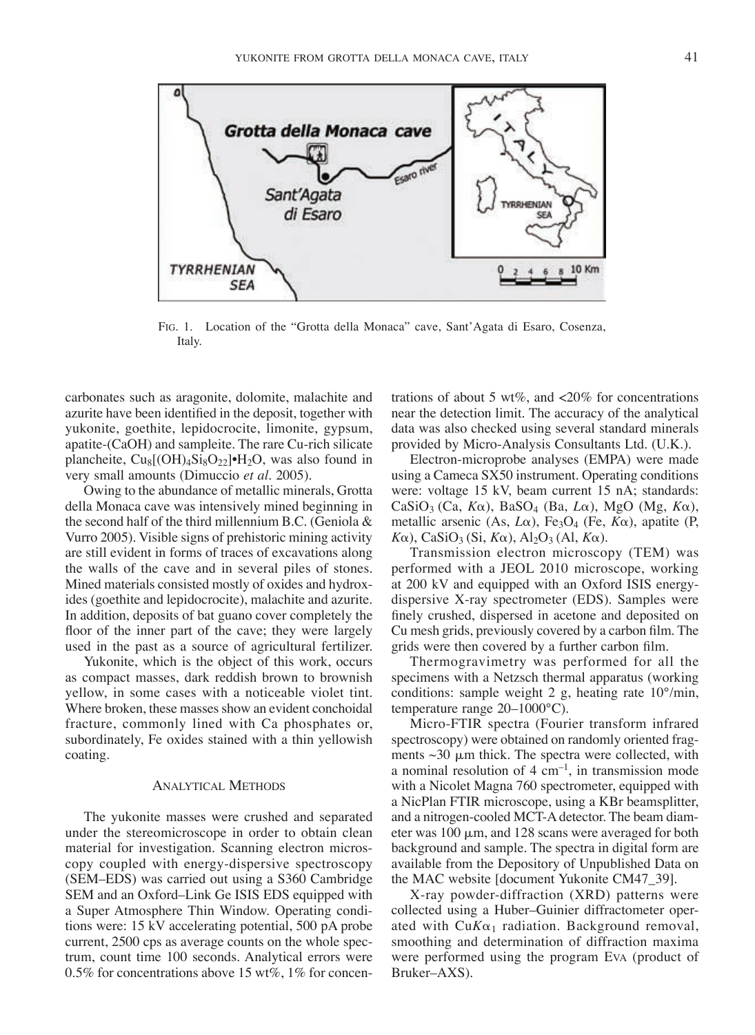FIG. 1. Location of the "Grotta della Monaca" cave, Sant'Agata di Esaro, Cosenza, Italy.

carbonates such as aragonite, dolomite, malachite and azurite have been identified in the deposit, together with yukonite, goethite, lepidocrocite, limonite, gypsum, apatite-(CaOH) and sampleite. The rare Cu-rich silicate plancheite, $Cu_8[(OH)_4Si_8O_{22}]•H_2O$, was also found in very small amounts (Dimuccio *et al.* 2005).

Owing to the abundance of metallic minerals, Grotta della Monaca cave was intensively mined beginning in the second half of the third millennium B.C. (Geniola & Vurro 2005). Visible signs of prehistoric mining activity are still evident in forms of traces of excavations along the walls of the cave and in several piles of stones. Mined materials consisted mostly of oxides and hydroxides (goethite and lepidocrocite), malachite and azurite. In addition, deposits of bat guano cover completely the floor of the inner part of the cave; they were largely used in the past as a source of agricultural fertilizer.

Yukonite, which is the object of this work, occurs as compact masses, dark reddish brown to brownish yellow, in some cases with a noticeable violet tint. Where broken, these masses show an evident conchoidal fracture, commonly lined with Ca phosphates or, subordinately, Fe oxides stained with a thin yellowish coating.

## ANALYTICAL METHODS

The yukonite masses were crushed and separated under the stereomicroscope in order to obtain clean material for investigation. Scanning electron microscopy coupled with energy-dispersive spectroscopy (SEM–EDS) was carried out using a S360 Cambridge SEM and an Oxford–Link Ge ISIS EDS equipped with a Super Atmosphere Thin Window. Operating conditions were: 15 kV accelerating potential, 500 pA probe current, 2500 cps as average counts on the whole spectrum, count time 100 seconds. Analytical errors were 0.5% for concentrations above 15 wt%, 1% for concentrations of about 5 wt%, and <20% for concentrations near the detection limit. The accuracy of the analytical data was also checked using several standard minerals provided by Micro-Analysis Consultants Ltd. (U.K.).

Electron-microprobe analyses (EMPA) were made using a Cameca SX50 instrument. Operating conditions were: voltage 15 kV, beam current 15 nA; standards: $CaSiO_3$ (Ca, $K\alpha$), $BaSO_4$ (Ba, $L\alpha$), MgO (Mg, $K\alpha$), metallic arsenic (As, $L\alpha$), $Fe_3O_4$ (Fe, $K\alpha$), apatite (P, $K\alpha$), $CaSiO_3$ (Si, $K\alpha$), $Al_2O_3$ (Al, $K\alpha$).

Transmission electron microscopy (TEM) was performed with a JEOL 2010 microscope, working at 200 kV and equipped with an Oxford ISIS energy-dispersive X-ray spectrometer (EDS). Samples were finely crushed, dispersed in acetone and deposited on Cu mesh grids, previously covered by a carbon film. The grids were then covered by a further carbon film.

Thermogravimetry was performed for all the specimens with a Netzsch thermal apparatus (working conditions: sample weight 2 g, heating rate 10°/min, temperature range 20–1000°C).

Micro-FTIR spectra (Fourier transform infrared spectroscopy) were obtained on randomly oriented fragments ~30 μm thick. The spectra were collected, with a nominal resolution of 4 $cm^{-1}$, in transmission mode with a Nicolet Magna 760 spectrometer, equipped with a NicPlan FTIR microscope, using a KBr beamsplitter, and a nitrogen-cooled MCT-A detector. The beam diameter was 100 μm, and 128 scans were averaged for both background and sample. The spectra in digital form are available from the Depository of Unpublished Data on the MAC website [document Yukonite CM47_39].

X-ray powder-diffraction (XRD) patterns were collected using a Huber–Guinier diffractometer operated with $CuK\alpha_1$ radiation. Background removal, smoothing and determination of diffraction maxima were performed using the program EVA (product of Bruker–AXS).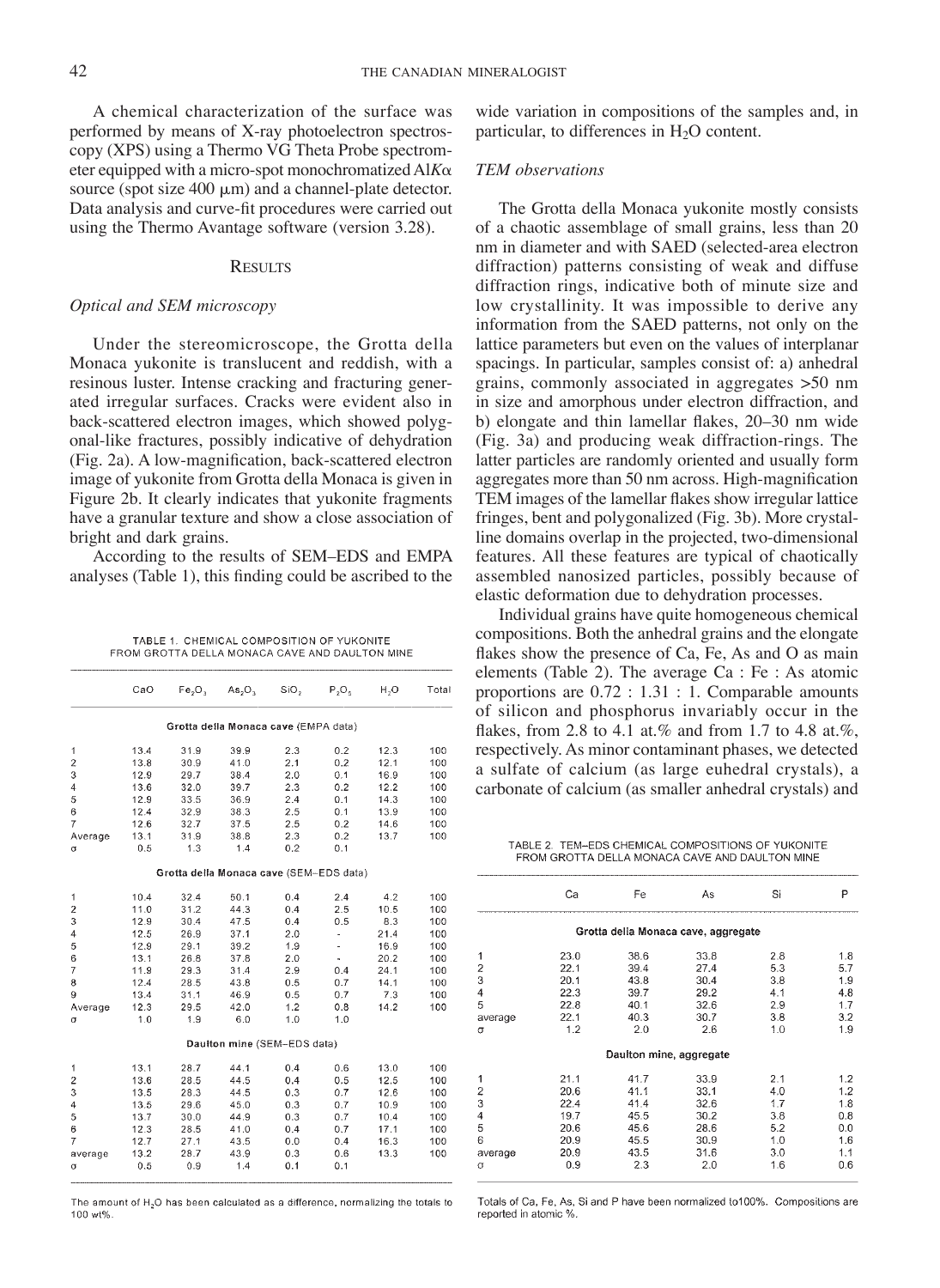A chemical characterization of the surface was performed by means of X-ray photoelectron spectroscopy (XPS) using a Thermo VG Theta Probe spectrometer equipped with a micro-spot monochromatized Al$K\alpha$ source (spot size 400 μm) and a channel-plate detector. Data analysis and curve-fit procedures were carried out using the Thermo Avantage software (version 3.28).

## Results

### *Optical and SEM microscopy*

Under the stereomicroscope, the Grotta della Monaca yukonite is translucent and reddish, with a resinous luster. Intense cracking and fracturing generated irregular surfaces. Cracks were evident also in back-scattered electron images, which showed polygonal-like fractures, possibly indicative of dehydration (Fig. 2a). A low-magnification, back-scattered electron image of yukonite from Grotta della Monaca is given in Figure 2b. It clearly indicates that yukonite fragments have a granular texture and show a close association of bright and dark grains.

According to the results of SEM–EDS and EMPA analyses (Table 1), this finding could be ascribed to the wide variation in compositions of the samples and, in particular, to differences in $H_2O$ content.

TABLE 1. CHEMICAL COMPOSITION OF YUKONITE FROM GROTTA DELLA MONACA CAVE AND DAULTON MINE

| | CaO | $Fe_2O_3$ | $As_2O_5$ | $SiO_2$ | $P_2O_5$ | $H_2O$ | Total |
|---|---|---|---|---|---|---|---|
| **Grotta della Monaca cave (EMPA data)** | | | | | | | |
| 1 | 13.4 | 31.9 | 39.9 | 2.3 | 0.2 | 12.3 | 100 |
| 2 | 13.8 | 30.9 | 41.0 | 2.1 | 0.2 | 12.1 | 100 |
| 3 | 12.9 | 29.7 | 38.4 | 2.0 | 0.1 | 16.9 | 100 |
| 4 | 13.6 | 32.0 | 39.7 | 2.3 | 0.2 | 12.2 | 100 |
| 5 | 12.9 | 33.5 | 36.9 | 2.4 | 0.1 | 14.3 | 100 |
| 6 | 12.4 | 32.9 | 38.3 | 2.5 | 0.1 | 13.9 | 100 |
| 7 | 12.6 | 32.7 | 37.5 | 2.5 | 0.2 | 14.6 | 100 |
| Average | 13.1 | 31.9 | 38.8 | 2.3 | 0.2 | 13.7 | 100 |
| σ | 0.5 | 1.3 | 1.4 | 0.2 | 0.1 | | |
| **Grotta della Monaca cave (SEM–EDS data)** | | | | | | | |
| 1 | 10.4 | 32.4 | 50.1 | 0.4 | 2.4 | 4.2 | 100 |
| 2 | 11.0 | 31.2 | 44.3 | 0.4 | 2.5 | 10.5 | 100 |
| 3 | 12.9 | 30.4 | 47.5 | 0.4 | 0.5 | 8.3 | 100 |
| 4 | 12.5 | 26.9 | 37.1 | 2.0 | - | 21.4 | 100 |
| 5 | 12.9 | 29.1 | 39.2 | 1.9 | - | 16.9 | 100 |
| 6 | 13.1 | 26.8 | 37.8 | 2.0 | - | 20.2 | 100 |
| 7 | 11.9 | 29.3 | 31.4 | 2.9 | 0.4 | 24.1 | 100 |
| 8 | 12.4 | 28.5 | 43.8 | 0.5 | 0.7 | 14.1 | 100 |
| 9 | 13.4 | 31.1 | 46.9 | 0.5 | 0.7 | 7.3 | 100 |
| Average | 12.3 | 29.5 | 42.0 | 1.2 | 0.8 | 14.2 | 100 |
| σ | 1.0 | 1.9 | 6.0 | 1.0 | 1.0 | | |
| **Daulton mine (SEM–EDS data)** | | | | | | | |
| 1 | 13.1 | 28.7 | 44.1 | 0.4 | 0.6 | 13.0 | 100 |
| 2 | 13.6 | 28.5 | 44.5 | 0.4 | 0.5 | 12.5 | 100 |
| 3 | 13.5 | 28.3 | 44.5 | 0.3 | 0.7 | 12.6 | 100 |
| 4 | 13.5 | 29.6 | 45.0 | 0.3 | 0.7 | 10.9 | 100 |
| 5 | 13.7 | 30.0 | 44.9 | 0.3 | 0.7 | 10.4 | 100 |
| 6 | 12.3 | 28.5 | 41.0 | 0.4 | 0.7 | 17.1 | 100 |
| 7 | 12.7 | 27.1 | 43.5 | 0.0 | 0.4 | 16.3 | 100 |
| average | 13.2 | 28.7 | 43.9 | 0.3 | 0.6 | 13.3 | 100 |
| σ | 0.5 | 0.9 | 1.4 | 0.1 | 0.1 | | |

The amount of $H_2O$ has been calculated as a difference, normalizing the totals to 100 wt%.

### *TEM observations*

The Grotta della Monaca yukonite mostly consists of a chaotic assemblage of small grains, less than 20 nm in diameter and with SAED (selected-area electron diffraction) patterns consisting of weak and diffuse diffraction rings, indicative both of minute size and low crystallinity. It was impossible to derive any information from the SAED patterns, not only on the lattice parameters but even on the values of interplanar spacings. In particular, samples consist of: a) anhedral grains, commonly associated in aggregates >50 nm in size and amorphous under electron diffraction, and b) elongate and thin lamellar flakes, 20–30 nm wide (Fig. 3a) and producing weak diffraction-rings. The latter particles are randomly oriented and usually form aggregates more than 50 nm across. High-magnification TEM images of the lamellar flakes show irregular lattice fringes, bent and polygonalized (Fig. 3b). More crystalline domains overlap in the projected, two-dimensional features. All these features are typical of chaotically assembled nanosized particles, possibly because of elastic deformation due to dehydration processes.

Individual grains have quite homogeneous chemical compositions. Both the anhedral grains and the elongate flakes show the presence of Ca, Fe, As and O as main elements (Table 2). The average Ca : Fe : As atomic proportions are 0.72 : 1.31 : 1. Comparable amounts of silicon and phosphorus invariably occur in the flakes, from 2.8 to 4.1 at.% and from 1.7 to 4.8 at.%, respectively. As minor contaminant phases, we detected a sulfate of calcium (as large euhedral crystals), a carbonate of calcium (as smaller anhedral crystals) and

TABLE 2. TEM–EDS CHEMICAL COMPOSITIONS OF YUKONITE FROM GROTTA DELLA MONACA CAVE AND DAULTON MINE

| | Ca | Fe | As | Si | P |
|---|---|---|---|---|---|
| **Grotta della Monaca cave, aggregate** | | | | | |
| 1 | 23.0 | 38.6 | 33.8 | 2.8 | 1.8 |
| 2 | 22.1 | 39.4 | 27.4 | 5.3 | 5.7 |
| 3 | 20.1 | 43.8 | 30.4 | 3.8 | 1.9 |
| 4 | 22.3 | 39.7 | 29.2 | 4.1 | 4.8 |
| 5 | 22.8 | 40.1 | 32.6 | 2.9 | 1.7 |
| average | 22.1 | 40.3 | 30.7 | 3.8 | 3.2 |
| σ | 1.2 | 2.0 | 2.6 | 1.0 | 1.9 |
| **Daulton mine, aggregate** | | | | | |
| 1 | 21.1 | 41.7 | 33.9 | 2.1 | 1.2 |
| 2 | 20.6 | 41.1 | 33.1 | 4.0 | 1.2 |
| 3 | 22.4 | 41.4 | 32.6 | 1.7 | 1.8 |
| 4 | 19.7 | 45.5 | 30.2 | 3.8 | 0.8 |
| 5 | 20.6 | 45.6 | 28.6 | 5.2 | 0.0 |
| 6 | 20.9 | 45.5 | 30.9 | 1.0 | 1.6 |
| average | 20.9 | 43.5 | 31.6 | 3.0 | 1.1 |
| σ | 0.9 | 2.3 | 2.0 | 1.6 | 0.6 |

Totals of Ca, Fe, As, Si and P have been normalized to100%. Compositions are reported in atomic %.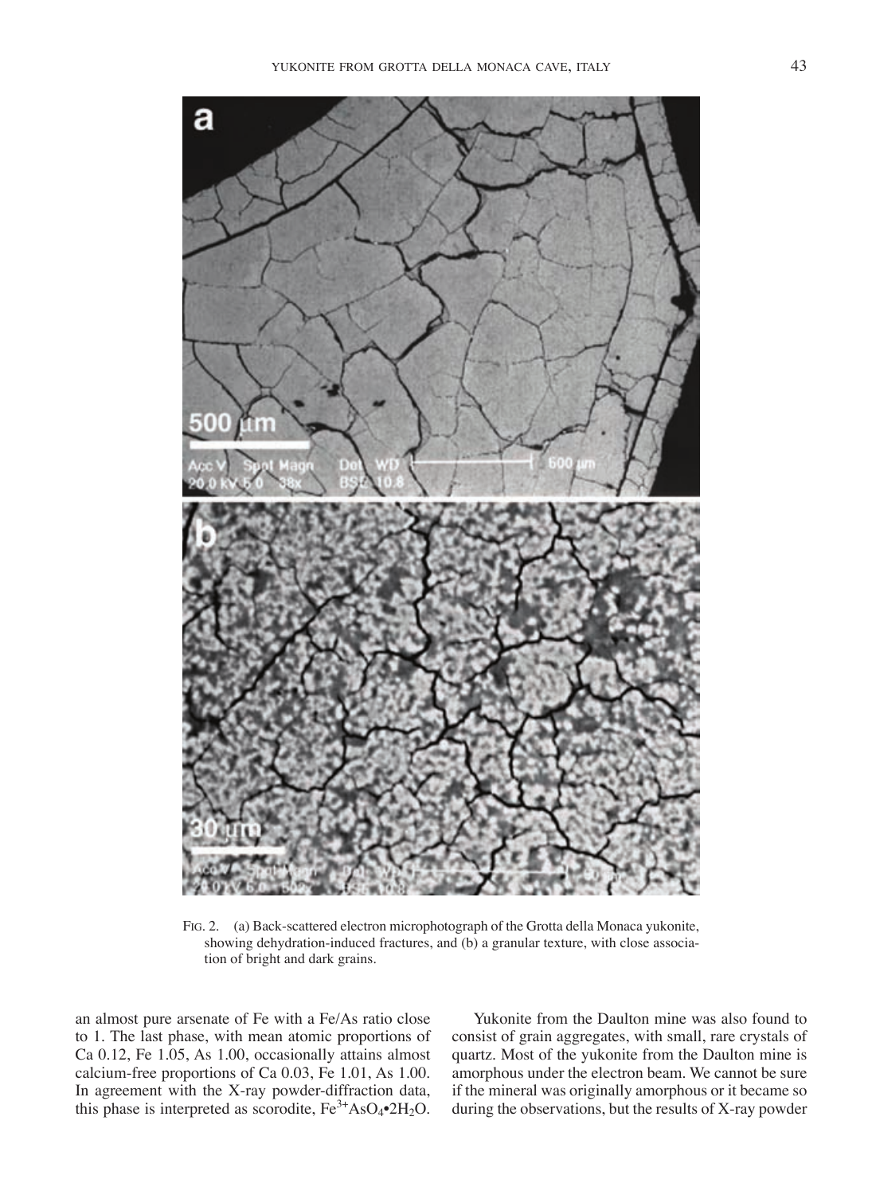FIG. 2. (a) Back-scattered electron microphotograph of the Grotta della Monaca yukonite, showing dehydration-induced fractures, and (b) a granular texture, with close association of bright and dark grains.

an almost pure arsenate of Fe with a Fe/As ratio close to 1. The last phase, with mean atomic proportions of Ca 0.12, Fe 1.05, As 1.00, occasionally attains almost calcium-free proportions of Ca 0.03, Fe 1.01, As 1.00. In agreement with the X-ray powder-diffraction data, this phase is interpreted as scorodite, $Fe^{3+}AsO_4{\bullet}2H_2O$.

Yukonite from the Daulton mine was also found to consist of grain aggregates, with small, rare crystals of quartz. Most of the yukonite from the Daulton mine is amorphous under the electron beam. We cannot be sure if the mineral was originally amorphous or it became so during the observations, but the results of X-ray powder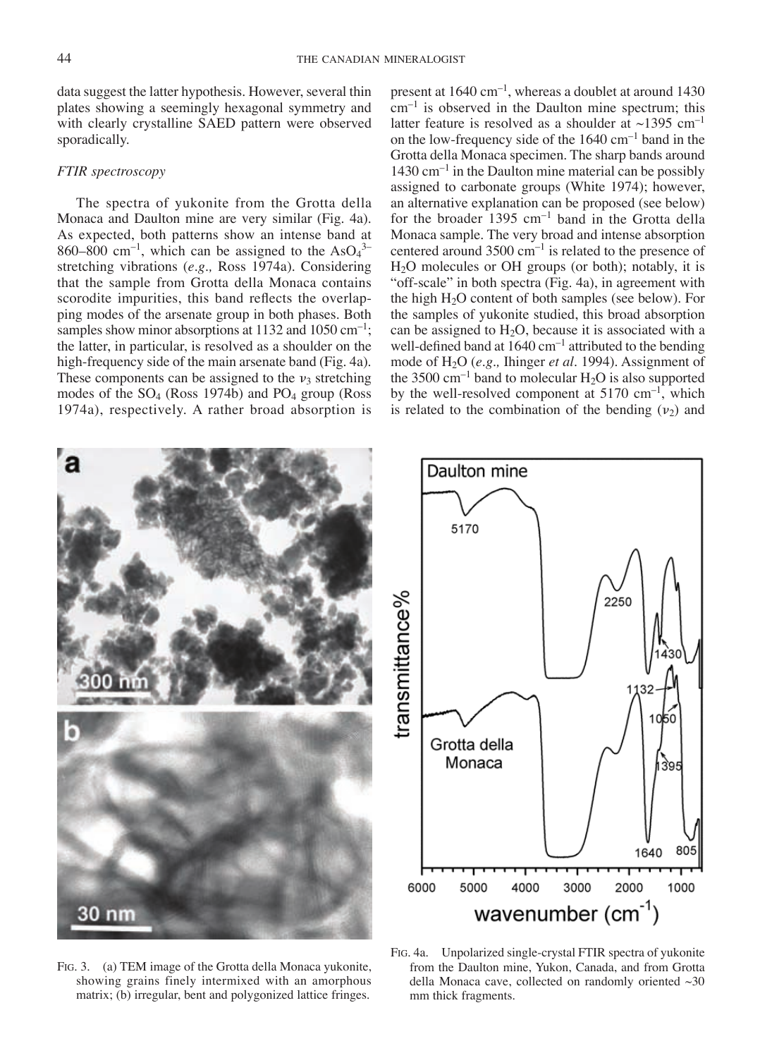data suggest the latter hypothesis. However, several thin plates showing a seemingly hexagonal symmetry and with clearly crystalline SAED pattern were observed sporadically.

### *FTIR spectroscopy*

The spectra of yukonite from the Grotta della Monaca and Daulton mine are very similar (Fig. 4a). As expected, both patterns show an intense band at 860–800 cm$^{-1}$, which can be assigned to the $AsO_4^{3-}$ stretching vibrations (*e.g.,* Ross 1974a). Considering that the sample from Grotta della Monaca contains scorodite impurities, this band reflects the overlapping modes of the arsenate group in both phases. Both samples show minor absorptions at 1132 and 1050 cm$^{-1}$; the latter, in particular, is resolved as a shoulder on the high-frequency side of the main arsenate band (Fig. 4a). These components can be assigned to the $\nu_3$ stretching modes of the $SO_4$ (Ross 1974b) and $PO_4$ group (Ross 1974a), respectively. A rather broad absorption is present at 1640 cm$^{-1}$, whereas a doublet at around 1430 cm$^{-1}$ is observed in the Daulton mine spectrum; this latter feature is resolved as a shoulder at ~1395 cm$^{-1}$ on the low-frequency side of the 1640 cm$^{-1}$ band in the Grotta della Monaca specimen. The sharp bands around 1430 cm$^{-1}$ in the Daulton mine material can be possibly assigned to carbonate groups (White 1974); however, an alternative explanation can be proposed (see below) for the broader 1395 cm$^{-1}$ band in the Grotta della Monaca sample. The very broad and intense absorption centered around 3500 cm$^{-1}$ is related to the presence of $H_2O$ molecules or OH groups (or both); notably, it is "off-scale" in both spectra (Fig. 4a), in agreement with the high $H_2O$ content of both samples (see below). For the samples of yukonite studied, this broad absorption can be assigned to $H_2O$, because it is associated with a well-defined band at 1640 cm$^{-1}$ attributed to the bending mode of $H_2O$ (*e.g.,* Ihinger *et al.* 1994). Assignment of the 3500 cm$^{-1}$ band to molecular $H_2O$ is also supported by the well-resolved component at 5170 cm$^{-1}$, which is related to the combination of the bending ($\nu_2$) and

FIG. 3. (a) TEM image of the Grotta della Monaca yukonite, showing grains finely intermixed with an amorphous matrix; (b) irregular, bent and polygonized lattice fringes.

FIG. 4a. Unpolarized single-crystal FTIR spectra of yukonite from the Daulton mine, Yukon, Canada, and from Grotta della Monaca cave, collected on randomly oriented ~30 mm thick fragments.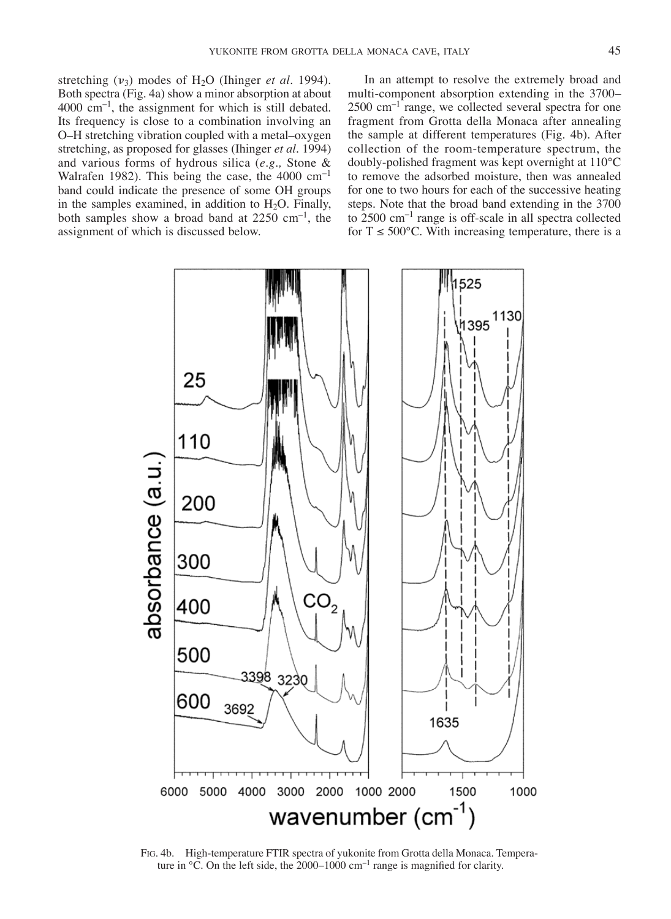stretching ($\nu_3$) modes of $H_2O$ (Ihinger *et al.* 1994). Both spectra (Fig. 4a) show a minor absorption at about 4000 cm$^{-1}$, the assignment for which is still debated. Its frequency is close to a combination involving an O–H stretching vibration coupled with a metal–oxygen stretching, as proposed for glasses (Ihinger *et al.* 1994) and various forms of hydrous silica (*e.g.,* Stone & Walrafen 1982). This being the case, the 4000 cm$^{-1}$ band could indicate the presence of some OH groups in the samples examined, in addition to $H_2O$. Finally, both samples show a broad band at 2250 cm$^{-1}$, the assignment of which is discussed below.

In an attempt to resolve the extremely broad and multi-component absorption extending in the 3700–2500 cm$^{-1}$ range, we collected several spectra for one fragment from Grotta della Monaca after annealing the sample at different temperatures (Fig. 4b). After collection of the room-temperature spectrum, the doubly-polished fragment was kept overnight at 110°C to remove the adsorbed moisture, then was annealed for one to two hours for each of the successive heating steps. Note that the broad band extending in the 3700 to 2500 cm$^{-1}$ range is off-scale in all spectra collected for T ≤ 500°C. With increasing temperature, there is a

FIG. 4b. High-temperature FTIR spectra of yukonite from Grotta della Monaca. Temperature in °C. On the left side, the 2000–1000 cm$^{-1}$ range is magnified for clarity.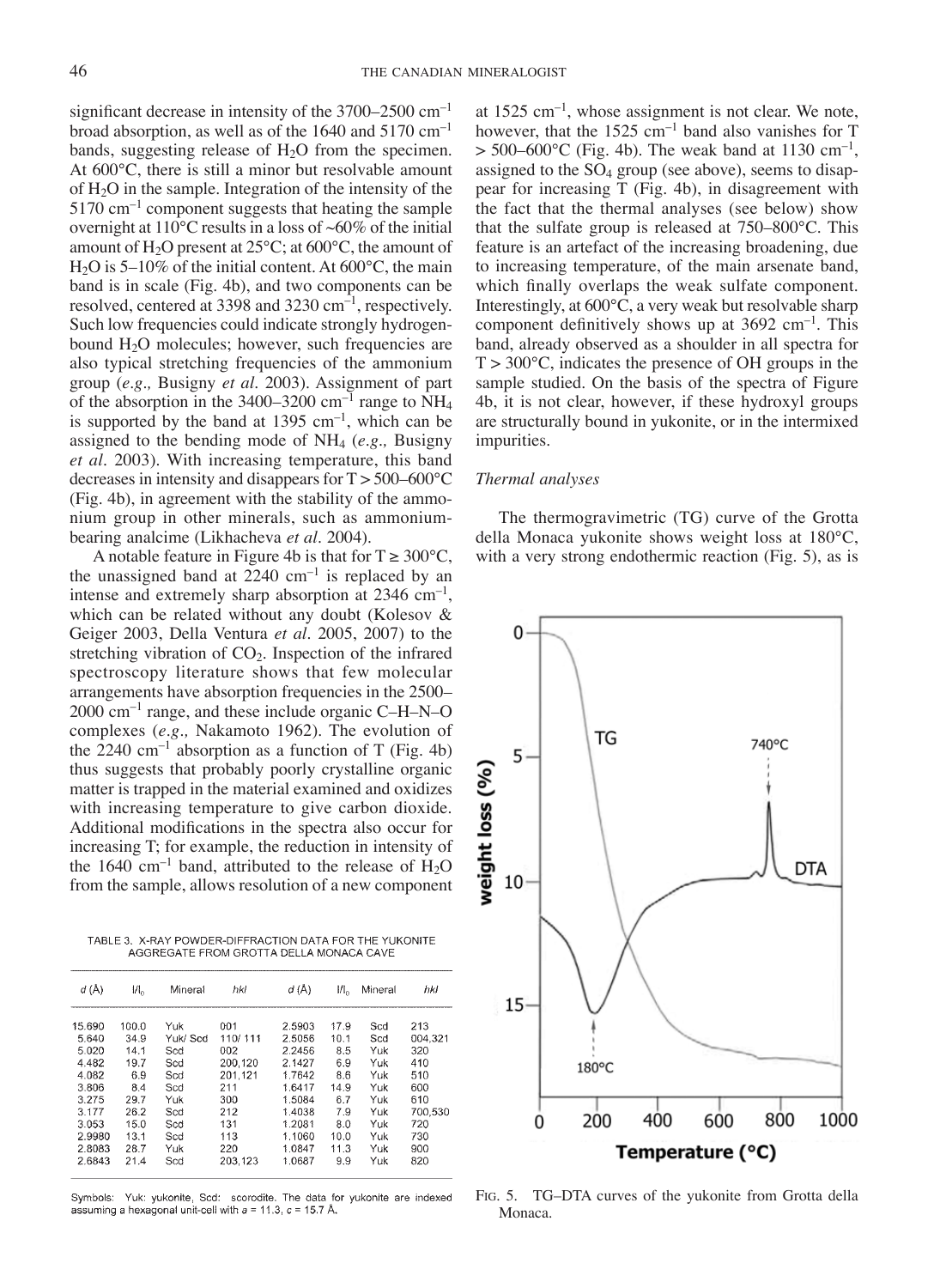significant decrease in intensity of the 3700–2500 cm$^{-1}$ broad absorption, as well as of the 1640 and 5170 cm$^{-1}$ bands, suggesting release of $H_2O$ from the specimen. At 600°C, there is still a minor but resolvable amount of $H_2O$ in the sample. Integration of the intensity of the 5170 cm$^{-1}$ component suggests that heating the sample overnight at 110°C results in a loss of ~60% of the initial amount of $H_2O$ present at 25°C; at 600°C, the amount of $H_2O$ is 5–10% of the initial content. At 600°C, the main band is in scale (Fig. 4b), and two components can be resolved, centered at 3398 and 3230 cm$^{-1}$, respectively. Such low frequencies could indicate strongly hydrogen-bound $H_2O$ molecules; however, such frequencies are also typical stretching frequencies of the ammonium group (*e.g.,* Busigny *et al.* 2003). Assignment of part of the absorption in the 3400–3200 cm$^{-1}$ range to $NH_4$ is supported by the band at 1395 cm$^{-1}$, which can be assigned to the bending mode of $NH_4$ (*e.g.,* Busigny *et al.* 2003). With increasing temperature, this band decreases in intensity and disappears for T > 500–600°C (Fig. 4b), in agreement with the stability of the ammonium group in other minerals, such as ammonium-bearing analcime (Likhacheva *et al.* 2004).

A notable feature in Figure 4b is that for T ≥ 300°C, the unassigned band at 2240 cm$^{-1}$ is replaced by an intense and extremely sharp absorption at 2346 cm$^{-1}$, which can be related without any doubt (Kolesov & Geiger 2003, Della Ventura *et al.* 2005, 2007) to the stretching vibration of $CO_2$. Inspection of the infrared spectroscopy literature shows that few molecular arrangements have absorption frequencies in the 2500–2000 cm$^{-1}$ range, and these include organic C–H–N–O complexes (*e.g.,* Nakamoto 1962). The evolution of the 2240 cm$^{-1}$ absorption as a function of T (Fig. 4b) thus suggests that probably poorly crystalline organic matter is trapped in the material examined and oxidizes with increasing temperature to give carbon dioxide. Additional modifications in the spectra also occur for increasing T; for example, the reduction in intensity of the 1640 cm$^{-1}$ band, attributed to the release of $H_2O$ from the sample, allows resolution of a new component at 1525 cm$^{-1}$, whose assignment is not clear. We note, however, that the 1525 cm$^{-1}$ band also vanishes for T > 500–600°C (Fig. 4b). The weak band at 1130 cm$^{-1}$, assigned to the $SO_4$ group (see above), seems to disappear for increasing T (Fig. 4b), in disagreement with the fact that the thermal analyses (see below) show that the sulfate group is released at 750–800°C. This feature is an artefact of the increasing broadening, due to increasing temperature, of the main arsenate band, which finally overlaps the weak sulfate component. Interestingly, at 600°C, a very weak but resolvable sharp component definitively shows up at 3692 cm$^{-1}$. This band, already observed as a shoulder in all spectra for T > 300°C, indicates the presence of OH groups in the sample studied. On the basis of the spectra of Figure 4b, it is not clear, however, if these hydroxyl groups are structurally bound in yukonite, or in the intermixed impurities.

### *Thermal analyses*

The thermogravimetric (TG) curve of the Grotta della Monaca yukonite shows weight loss at 180°C, with a very strong endothermic reaction (Fig. 5), as is

TABLE 3. X-RAY POWDER-DIFFRACTION DATA FOR THE YUKONITE AGGREGATE FROM GROTTA DELLA MONACA CAVE

| d (Å) | I/I$_0$ | Mineral | hkl | d (Å) | I/I$_0$ | Mineral | hkl |
|---|---|---|---|---|---|---|---|
| 15.690 | 100.0 | Yuk | 001 | 2.5903 | 17.9 | Scd | 213 |
| 5.640 | 34.9 | Yuk/ Scd | 110/ 111 | 2.5056 | 10.1 | Scd | 004,321 |
| 5.020 | 14.1 | Scd | 002 | 2.2456 | 8.5 | Yuk | 320 |
| 4.482 | 19.7 | Scd | 200,120 | 2.1427 | 6.9 | Yuk | 410 |
| 4.082 | 6.9 | Scd | 201,121 | 1.7642 | 8.6 | Yuk | 510 |
| 3.806 | 8.4 | Scd | 211 | 1.6417 | 14.9 | Yuk | 600 |
| 3.275 | 29.7 | Yuk | 300 | 1.5084 | 6.7 | Yuk | 610 |
| 3.177 | 26.2 | Scd | 212 | 1.4038 | 7.9 | Yuk | 700,530 |
| 3.053 | 15.0 | Scd | 131 | 1.2081 | 8.0 | Yuk | 720 |
| 2.9980 | 13.1 | Scd | 113 | 1.1060 | 10.0 | Yuk | 730 |
| 2.8083 | 28.7 | Yuk | 220 | 1.0847 | 11.3 | Yuk | 900 |
| 2.6843 | 21.4 | Scd | 203,123 | 1.0687 | 9.9 | Yuk | 820 |

Symbols: Yuk: yukonite, Scd: scorodite. The data for yukonite are indexed assuming a hexagonal unit-cell with *a* = 11.3, *c* = 15.7 Å.

FIG. 5. TG–DTA curves of the yukonite from Grotta della Monaca.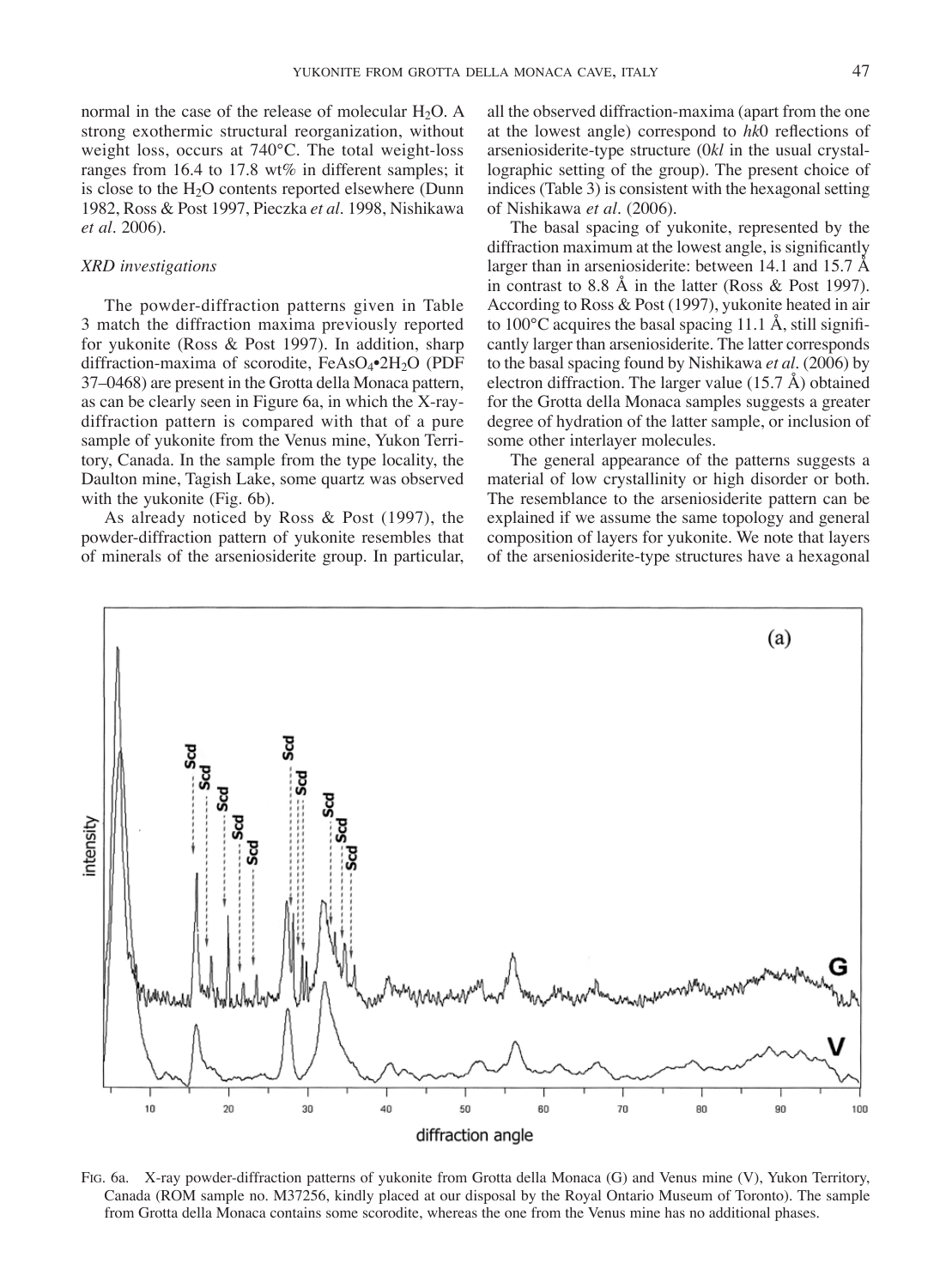normal in the case of the release of molecular $H_2O$. A strong exothermic structural reorganization, without weight loss, occurs at 740°C. The total weight-loss ranges from 16.4 to 17.8 wt% in different samples; it is close to the $H_2O$ contents reported elsewhere (Dunn 1982, Ross & Post 1997, Pieczka *et al.* 1998, Nishikawa *et al.* 2006).

### *XRD investigations*

The powder-diffraction patterns given in Table 3 match the diffraction maxima previously reported for yukonite (Ross & Post 1997). In addition, sharp diffraction-maxima of scorodite, $FeAsO_4{\bullet}2H_2O$ (PDF 37–0468) are present in the Grotta della Monaca pattern, as can be clearly seen in Figure 6a, in which the X-ray-diffraction pattern is compared with that of a pure sample of yukonite from the Venus mine, Yukon Territory, Canada. In the sample from the type locality, the Daulton mine, Tagish Lake, some quartz was observed with the yukonite (Fig. 6b).

As already noticed by Ross & Post (1997), the powder-diffraction pattern of yukonite resembles that of minerals of the arseniosiderite group. In particular, all the observed diffraction-maxima (apart from the one at the lowest angle) correspond to *hk*0 reflections of arseniosiderite-type structure (0*kl* in the usual crystallographic setting of the group). The present choice of indices (Table 3) is consistent with the hexagonal setting of Nishikawa *et al.* (2006).

The basal spacing of yukonite, represented by the diffraction maximum at the lowest angle, is significantly larger than in arseniosiderite: between 14.1 and 15.7 Å in contrast to 8.8 Å in the latter (Ross & Post 1997). According to Ross & Post (1997), yukonite heated in air to 100°C acquires the basal spacing 11.1 Å, still significantly larger than arseniosiderite. The latter corresponds to the basal spacing found by Nishikawa *et al.* (2006) by electron diffraction. The larger value (15.7 Å) obtained for the Grotta della Monaca samples suggests a greater degree of hydration of the latter sample, or inclusion of some other interlayer molecules.

The general appearance of the patterns suggests a material of low crystallinity or high disorder or both. The resemblance to the arseniosiderite pattern can be explained if we assume the same topology and general composition of layers for yukonite. We note that layers of the arseniosiderite-type structures have a hexagonal

FIG. 6a. X-ray powder-diffraction patterns of yukonite from Grotta della Monaca (G) and Venus mine (V), Yukon Territory, Canada (ROM sample no. M37256, kindly placed at our disposal by the Royal Ontario Museum of Toronto). The sample from Grotta della Monaca contains some scorodite, whereas the one from the Venus mine has no additional phases.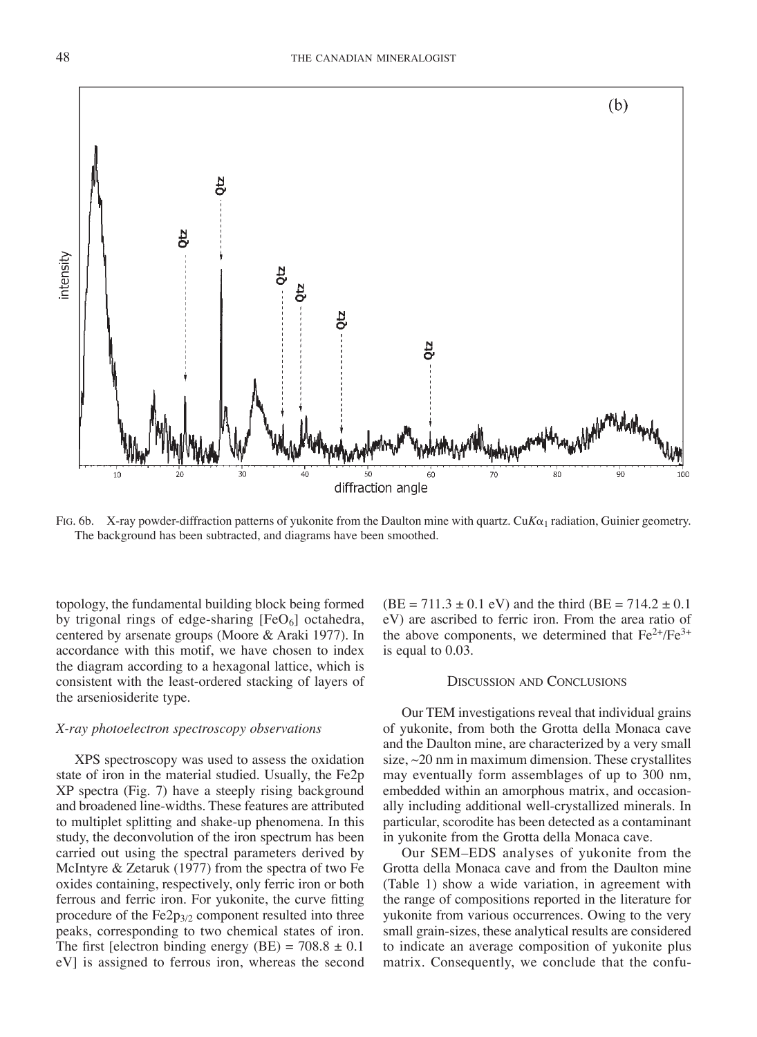FIG. 6b. X-ray powder-diffraction patterns of yukonite from the Daulton mine with quartz. $CuK\alpha_1$ radiation, Guinier geometry. The background has been subtracted, and diagrams have been smoothed.

topology, the fundamental building block being formed by trigonal rings of edge-sharing $[FeO_6]$ octahedra, centered by arsenate groups (Moore & Araki 1977). In accordance with this motif, we have chosen to index the diagram according to a hexagonal lattice, which is consistent with the least-ordered stacking of layers of the arseniosiderite type.

### *X-ray photoelectron spectroscopy observations*

XPS spectroscopy was used to assess the oxidation state of iron in the material studied. Usually, the Fe2p XP spectra (Fig. 7) have a steeply rising background and broadened line-widths. These features are attributed to multiplet splitting and shake-up phenomena. In this study, the deconvolution of the iron spectrum has been carried out using the spectral parameters derived by McIntyre & Zetaruk (1977) from the spectra of two Fe oxides containing, respectively, only ferric iron or both ferrous and ferric iron. For yukonite, the curve fitting procedure of the $Fe2p_{3/2}$ component resulted into three peaks, corresponding to two chemical states of iron. The first [electron binding energy (BE) = $708.8 \pm 0.1$ eV] is assigned to ferrous iron, whereas the second (BE = $711.3 \pm 0.1$ eV) and the third (BE = $714.2 \pm 0.1$ eV) are ascribed to ferric iron. From the area ratio of the above components, we determined that $Fe^{2+}/Fe^{3+}$ is equal to 0.03.

## DISCUSSION AND CONCLUSIONS

Our TEM investigations reveal that individual grains of yukonite, from both the Grotta della Monaca cave and the Daulton mine, are characterized by a very small size, ~20 nm in maximum dimension. These crystallites may eventually form assemblages of up to 300 nm, embedded within an amorphous matrix, and occasionally including additional well-crystallized minerals. In particular, scorodite has been detected as a contaminant in yukonite from the Grotta della Monaca cave.

Our SEM–EDS analyses of yukonite from the Grotta della Monaca cave and from the Daulton mine (Table 1) show a wide variation, in agreement with the range of compositions reported in the literature for yukonite from various occurrences. Owing to the very small grain-sizes, these analytical results are considered to indicate an average composition of yukonite plus matrix. Consequently, we conclude that the confu-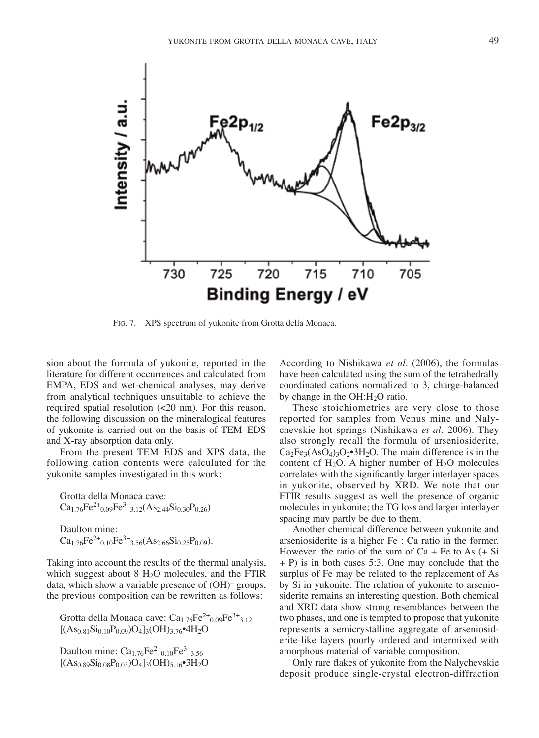FIG. 7. XPS spectrum of yukonite from Grotta della Monaca.

sion about the formula of yukonite, reported in the literature for different occurrences and calculated from EMPA, EDS and wet-chemical analyses, may derive from analytical techniques unsuitable to achieve the required spatial resolution (<20 nm). For this reason, the following discussion on the mineralogical features of yukonite is carried out on the basis of TEM–EDS and X-ray absorption data only.

From the present TEM–EDS and XPS data, the following cation contents were calculated for the yukonite samples investigated in this work:

Grotta della Monaca cave:
$Ca_{1.76}Fe^{2+}_{0.09}Fe^{3+}_{3.12}(As_{2.44}Si_{0.30}P_{0.26})$

Daulton mine:
$Ca_{1.76}Fe^{2+}_{0.10}Fe^{3+}_{3.56}(As_{2.66}Si_{0.25}P_{0.09})$.

Taking into account the results of the thermal analysis, which suggest about 8 $H_2O$ molecules, and the FTIR data, which show a variable presence of $(OH)^-$ groups, the previous composition can be rewritten as follows:

Grotta della Monaca cave: $Ca_{1.76}Fe^{2+}_{0.09}Fe^{3+}_{3.12}[(As_{0.81}Si_{0.10}P_{0.09})O_4]_3(OH)_{3.76}{\bullet}4H_2O$

Daulton mine: $Ca_{1.76}Fe^{2+}_{0.10}Fe^{3+}_{3.56}[(As_{0.89}Si_{0.08}P_{0.03})O_4]_3(OH)_{5.16}{\bullet}3H_2O$

According to Nishikawa *et al.* (2006), the formulas have been calculated using the sum of the tetrahedrally coordinated cations normalized to 3, charge-balanced by change in the $OH:H_2O$ ratio.

These stoichiometries are very close to those reported for samples from Venus mine and Nalychevskie hot springs (Nishikawa *et al.* 2006). They also strongly recall the formula of arseniosiderite, $Ca_2Fe_3(AsO_4)_3O_2{\bullet}3H_2O$. The main difference is in the content of $H_2O$. A higher number of $H_2O$ molecules correlates with the significantly larger interlayer spaces in yukonite, observed by XRD. We note that our FTIR results suggest as well the presence of organic molecules in yukonite; the TG loss and larger interlayer spacing may partly be due to them.

Another chemical difference between yukonite and arseniosiderite is a higher Fe : Ca ratio in the former. However, the ratio of the sum of Ca + Fe to As (+ Si + P) is in both cases 5:3. One may conclude that the surplus of Fe may be related to the replacement of As by Si in yukonite. The relation of yukonite to arseniosiderite remains an interesting question. Both chemical and XRD data show strong resemblances between the two phases, and one is tempted to propose that yukonite represents a semicrystalline aggregate of arseniosiderite-like layers poorly ordered and intermixed with amorphous material of variable composition.

Only rare flakes of yukonite from the Nalychevskie deposit produce single-crystal electron-diffraction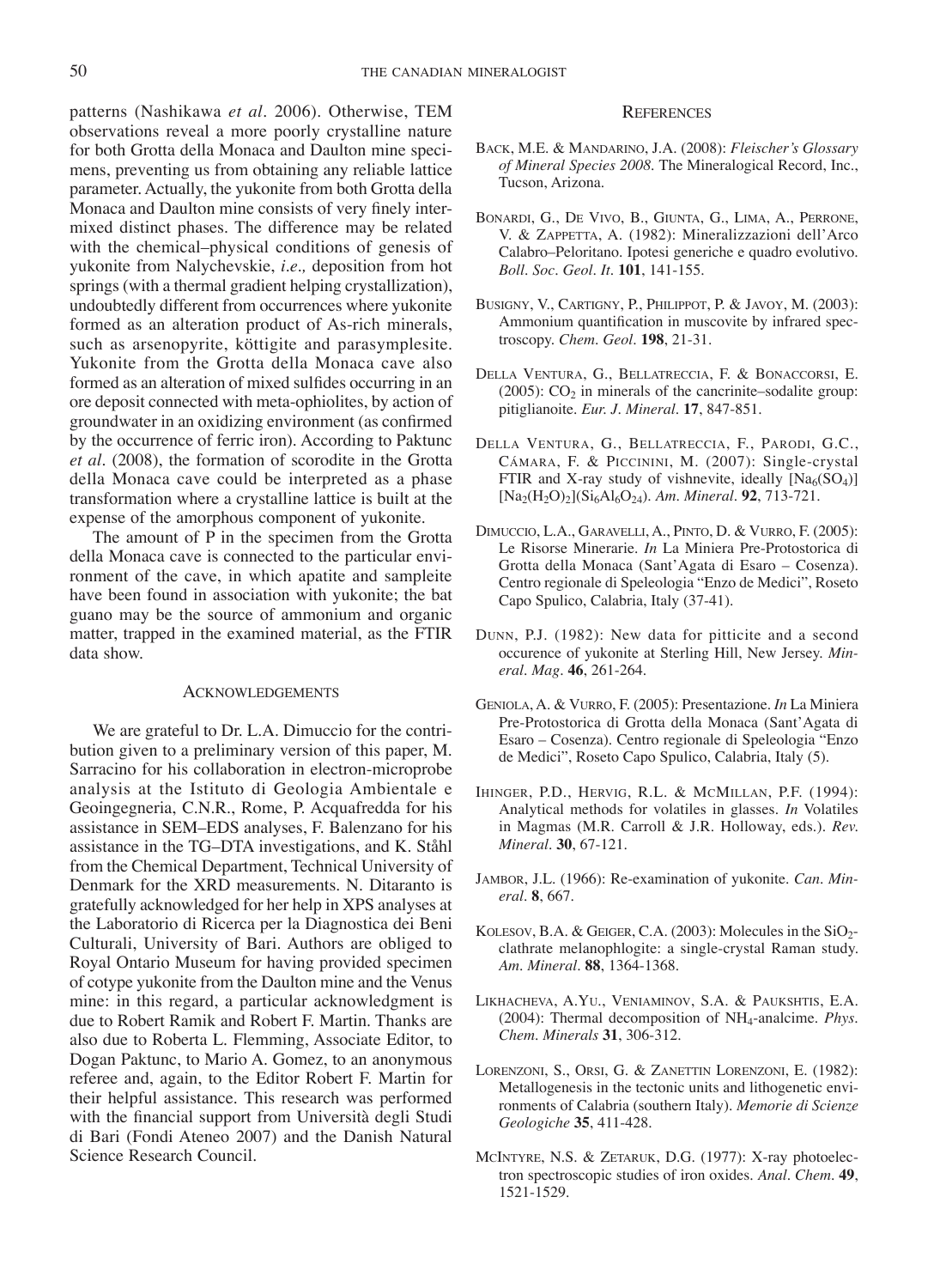patterns (Nashikawa *et al*. 2006). Otherwise, TEM observations reveal a more poorly crystalline nature for both Grotta della Monaca and Daulton mine specimens, preventing us from obtaining any reliable lattice parameter. Actually, the yukonite from both Grotta della Monaca and Daulton mine consists of very finely intermixed distinct phases. The difference may be related with the chemical–physical conditions of genesis of yukonite from Nalychevskie, *i.e.,* deposition from hot springs (with a thermal gradient helping crystallization), undoubtedly different from occurrences where yukonite formed as an alteration product of As-rich minerals, such as arsenopyrite, köttigite and parasymplesite. Yukonite from the Grotta della Monaca cave also formed as an alteration of mixed sulfides occurring in an ore deposit connected with meta-ophiolites, by action of groundwater in an oxidizing environment (as confirmed by the occurrence of ferric iron). According to Paktunc *et al*. (2008), the formation of scorodite in the Grotta della Monaca cave could be interpreted as a phase transformation where a crystalline lattice is built at the expense of the amorphous component of yukonite.

The amount of P in the specimen from the Grotta della Monaca cave is connected to the particular environment of the cave, in which apatite and sampleite have been found in association with yukonite; the bat guano may be the source of ammonium and organic matter, trapped in the examined material, as the FTIR data show.

## Acknowledgements

We are grateful to Dr. L.A. Dimuccio for the contribution given to a preliminary version of this paper, M. Sarracino for his collaboration in electron-microprobe analysis at the Istituto di Geologia Ambientale e Geoingegneria, C.N.R., Rome, P. Acquafredda for his assistance in SEM–EDS analyses, F. Balenzano for his assistance in the TG–DTA investigations, and K. Ståhl from the Chemical Department, Technical University of Denmark for the XRD measurements. N. Ditaranto is gratefully acknowledged for her help in XPS analyses at the Laboratorio di Ricerca per la Diagnostica dei Beni Culturali, University of Bari. Authors are obliged to Royal Ontario Museum for having provided specimen of cotype yukonite from the Daulton mine and the Venus mine: in this regard, a particular acknowledgment is due to Robert Ramik and Robert F. Martin. Thanks are also due to Roberta L. Flemming, Associate Editor, to Dogan Paktunc, to Mario A. Gomez, to an anonymous referee and, again, to the Editor Robert F. Martin for their helpful assistance. This research was performed with the financial support from Università degli Studi di Bari (Fondi Ateneo 2007) and the Danish Natural Science Research Council.

## References

Back, M.E. & Mandarino, J.A. (2008): *Fleischer's Glossary of Mineral Species 2008*. The Mineralogical Record, Inc., Tucson, Arizona.

Bonardi, G., De Vivo, B., Giunta, G., Lima, A., Perrone, V. & Zappetta, A. (1982): Mineralizzazioni dell'Arco Calabro–Peloritano. Ipotesi generiche e quadro evolutivo. *Boll. Soc. Geol. It.* **101**, 141-155.

Busigny, V., Cartigny, P., Philippot, P. & Javoy, M. (2003): Ammonium quantification in muscovite by infrared spectroscopy. *Chem. Geol.* **198**, 21-31.

Della Ventura, G., Bellatreccia, F. & Bonaccorsi, E. (2005): $CO_2$ in minerals of the cancrinite–sodalite group: pitiglianoite. *Eur. J. Mineral.* **17**, 847-851.

Della Ventura, G., Bellatreccia, F., Parodi, G.C., Cámara, F. & Piccinini, M. (2007): Single-crystal FTIR and X-ray study of vishnevite, ideally $[Na_6(SO_4)]$ $[Na_2(H_2O)_2](Si_6Al_6O_{24})$. *Am. Mineral.* **92**, 713-721.

Dimuccio, L.A., Garavelli, A., Pinto, D. & Vurro, F. (2005): Le Risorse Minerarie. *In* La Miniera Pre-Protostorica di Grotta della Monaca (Sant'Agata di Esaro – Cosenza). Centro regionale di Speleologia "Enzo de Medici", Roseto Capo Spulico, Calabria, Italy (37-41).

Dunn, P.J. (1982): New data for pitticite and a second occurence of yukonite at Sterling Hill, New Jersey. *Mineral. Mag.* **46**, 261-264.

Geniola, A. & Vurro, F. (2005): Presentazione. *In* La Miniera Pre-Protostorica di Grotta della Monaca (Sant'Agata di Esaro – Cosenza). Centro regionale di Speleologia "Enzo de Medici", Roseto Capo Spulico, Calabria, Italy (5).

Ihinger, P.D., Hervig, R.L. & McMillan, P.F. (1994): Analytical methods for volatiles in glasses. *In* Volatiles in Magmas (M.R. Carroll & J.R. Holloway, eds.). *Rev. Mineral.* **30**, 67-121.

Jambor, J.L. (1966): Re-examination of yukonite. *Can. Mineral.* **8**, 667.

Kolesov, B.A. & Geiger, C.A. (2003): Molecules in the $SiO_2$-clathrate melanophlogite: a single-crystal Raman study. *Am. Mineral.* **88**, 1364-1368.

Likhacheva, A.Yu., Veniaminov, S.A. & Paukshtis, E.A. (2004): Thermal decomposition of $NH_4$-analcime. *Phys. Chem. Minerals* **31**, 306-312.

Lorenzoni, S., Orsi, G. & Zanettin Lorenzoni, E. (1982): Metallogenesis in the tectonic units and lithogenetic environments of Calabria (southern Italy). *Memorie di Scienze Geologiche* **35**, 411-428.

McIntyre, N.S. & Zetaruk, D.G. (1977): X-ray photoelectron spectroscopic studies of iron oxides. *Anal. Chem.* **49**, 1521-1529.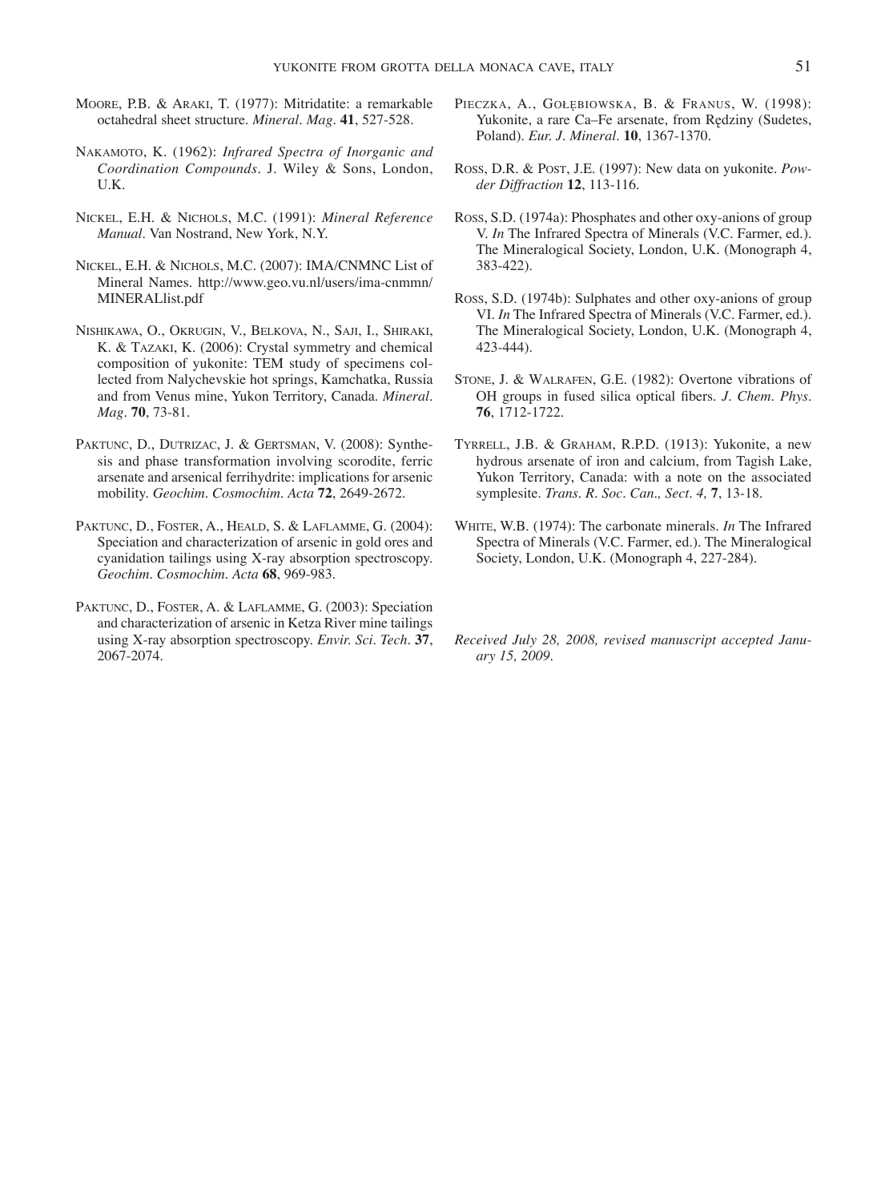MOORE, P.B. & ARAKI, T. (1977): Mitridatite: a remarkable octahedral sheet structure. *Mineral. Mag.* **41**, 527-528.

NAKAMOTO, K. (1962): *Infrared Spectra of Inorganic and Coordination Compounds*. J. Wiley & Sons, London, U.K.

NICKEL, E.H. & NICHOLS, M.C. (1991): *Mineral Reference Manual*. Van Nostrand, New York, N.Y.

NICKEL, E.H. & NICHOLS, M.C. (2007): IMA/CNMNC List of Mineral Names. http://www.geo.vu.nl/users/ima-cnmmn/MINERALlist.pdf

NISHIKAWA, O., OKRUGIN, V., BELKOVA, N., SAJI, I., SHIRAKI, K. & TAZAKI, K. (2006): Crystal symmetry and chemical composition of yukonite: TEM study of specimens collected from Nalychevskie hot springs, Kamchatka, Russia and from Venus mine, Yukon Territory, Canada. *Mineral. Mag.* **70**, 73-81.

PAKTUNC, D., DUTRIZAC, J. & GERTSMAN, V. (2008): Synthesis and phase transformation involving scorodite, ferric arsenate and arsenical ferrihydrite: implications for arsenic mobility. *Geochim. Cosmochim. Acta* **72**, 2649-2672.

PAKTUNC, D., FOSTER, A., HEALD, S. & LAFLAMME, G. (2004): Speciation and characterization of arsenic in gold ores and cyanidation tailings using X-ray absorption spectroscopy. *Geochim. Cosmochim. Acta* **68**, 969-983.

PAKTUNC, D., FOSTER, A. & LAFLAMME, G. (2003): Speciation and characterization of arsenic in Ketza River mine tailings using X-ray absorption spectroscopy. *Envir. Sci. Tech.* **37**, 2067-2074.

PIECZKA, A., GOŁĘBIOWSKA, B. & FRANUS, W. (1998): Yukonite, a rare Ca–Fe arsenate, from Rędziny (Sudetes, Poland). *Eur. J. Mineral.* **10**, 1367-1370.

ROSS, D.R. & POST, J.E. (1997): New data on yukonite. *Powder Diffraction* **12**, 113-116.

ROSS, S.D. (1974a): Phosphates and other oxy-anions of group V. *In* The Infrared Spectra of Minerals (V.C. Farmer, ed.). The Mineralogical Society, London, U.K. (Monograph 4, 383-422).

ROSS, S.D. (1974b): Sulphates and other oxy-anions of group VI. *In* The Infrared Spectra of Minerals (V.C. Farmer, ed.). The Mineralogical Society, London, U.K. (Monograph 4, 423-444).

STONE, J. & WALRAFEN, G.E. (1982): Overtone vibrations of OH groups in fused silica optical fibers. *J. Chem. Phys.* **76**, 1712-1722.

TYRRELL, J.B. & GRAHAM, R.P.D. (1913): Yukonite, a new hydrous arsenate of iron and calcium, from Tagish Lake, Yukon Territory, Canada: with a note on the associated symplesite. *Trans. R. Soc. Can., Sect. 4,* **7**, 13-18.

WHITE, W.B. (1974): The carbonate minerals. *In* The Infrared Spectra of Minerals (V.C. Farmer, ed.). The Mineralogical Society, London, U.K. (Monograph 4, 227-284).

*Received July 28, 2008, revised manuscript accepted January 15, 2009.*